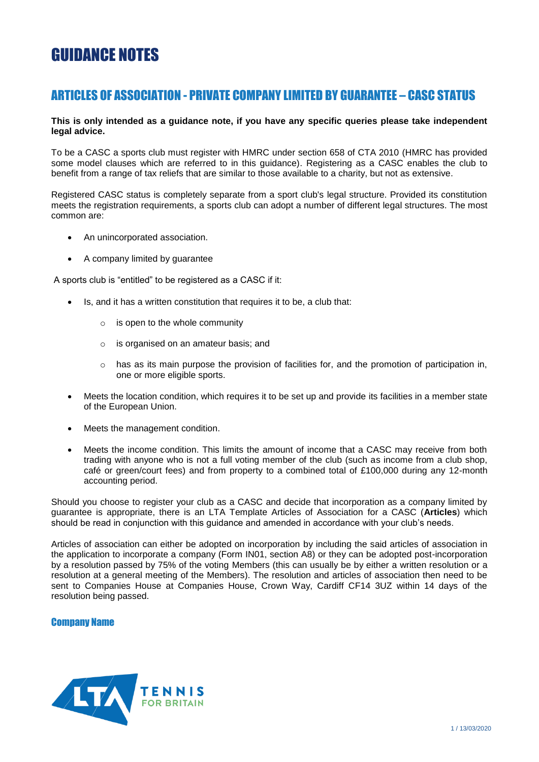# GUIDANCE NOTES

## ARTICLES OF ASSOCIATION - PRIVATE COMPANY LIMITED BY GUARANTEE – CASC STATUS

**This is only intended as a guidance note, if you have any specific queries please take independent legal advice.**

To be a CASC a sports club must register with HMRC under section 658 of CTA 2010 (HMRC has provided some model clauses which are referred to in this guidance). Registering as a CASC enables the club to benefit from a range of tax reliefs that are similar to those available to a charity, but not as extensive.

Registered CASC status is completely separate from a sport club's legal structure. Provided its constitution meets the registration requirements, a sports club can adopt a number of different legal structures. The most common are:

- An unincorporated association.
- A company limited by guarantee

A sports club is "entitled" to be registered as a CASC if it:

- Is, and it has a written constitution that requires it to be, a club that:
  - is open to the whole community
  - is organised on an amateur basis; and
  - has as its main purpose the provision of facilities for, and the promotion of participation in, one or more eligible sports.
- Meets the location condition, which requires it to be set up and provide its facilities in a member state of the European Union.
- Meets the management condition.
- Meets the income condition. This limits the amount of income that a CASC may receive from both trading with anyone who is not a full voting member of the club (such as income from a club shop, café or green/court fees) and from property to a combined total of £100,000 during any 12-month accounting period.

Should you choose to register your club as a CASC and decide that incorporation as a company limited by guarantee is appropriate, there is an LTA Template Articles of Association for a CASC (**Articles**) which should be read in conjunction with this guidance and amended in accordance with your club's needs.

Articles of association can either be adopted on incorporation by including the said articles of association in the application to incorporate a company (Form IN01, section A8) or they can be adopted post-incorporation by a resolution passed by 75% of the voting Members (this can usually be by either a written resolution or a resolution at a general meeting of the Members). The resolution and articles of association then need to be sent to Companies House at Companies House, Crown Way, Cardiff CF14 3UZ within 14 days of the resolution being passed.

### Company Name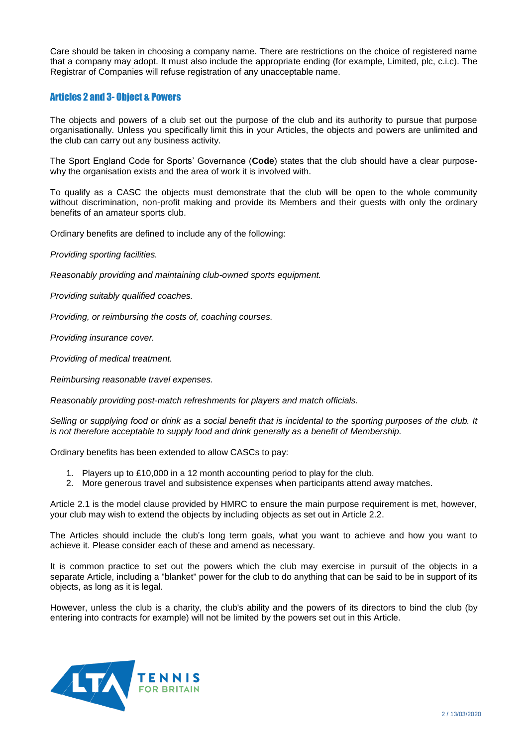Care should be taken in choosing a company name. There are restrictions on the choice of registered name that a company may adopt. It must also include the appropriate ending (for example, Limited, plc, c.i.c). The Registrar of Companies will refuse registration of any unacceptable name.

## Articles 2 and 3- Object & Powers

The objects and powers of a club set out the purpose of the club and its authority to pursue that purpose organisationally. Unless you specifically limit this in your Articles, the objects and powers are unlimited and the club can carry out any business activity.

The Sport England Code for Sports' Governance (**Code**) states that the club should have a clear purpose-why the organisation exists and the area of work it is involved with.

To qualify as a CASC the objects must demonstrate that the club will be open to the whole community without discrimination, non-profit making and provide its Members and their guests with only the ordinary benefits of an amateur sports club.

Ordinary benefits are defined to include any of the following:

*Providing sporting facilities.*

*Reasonably providing and maintaining club-owned sports equipment.*

*Providing suitably qualified coaches.*

*Providing, or reimbursing the costs of, coaching courses.*

*Providing insurance cover.*

*Providing of medical treatment.*

*Reimbursing reasonable travel expenses.*

*Reasonably providing post-match refreshments for players and match officials.*

*Selling or supplying food or drink as a social benefit that is incidental to the sporting purposes of the club. It is not therefore acceptable to supply food and drink generally as a benefit of Membership.*

Ordinary benefits has been extended to allow CASCs to pay:

1. Players up to £10,000 in a 12 month accounting period to play for the club.
2. More generous travel and subsistence expenses when participants attend away matches.

Article 2.1 is the model clause provided by HMRC to ensure the main purpose requirement is met, however, your club may wish to extend the objects by including objects as set out in Article 2.2.

The Articles should include the club's long term goals, what you want to achieve and how you want to achieve it. Please consider each of these and amend as necessary.

It is common practice to set out the powers which the club may exercise in pursuit of the objects in a separate Article, including a "blanket" power for the club to do anything that can be said to be in support of its objects, as long as it is legal.

However, unless the club is a charity, the club's ability and the powers of its directors to bind the club (by entering into contracts for example) will not be limited by the powers set out in this Article.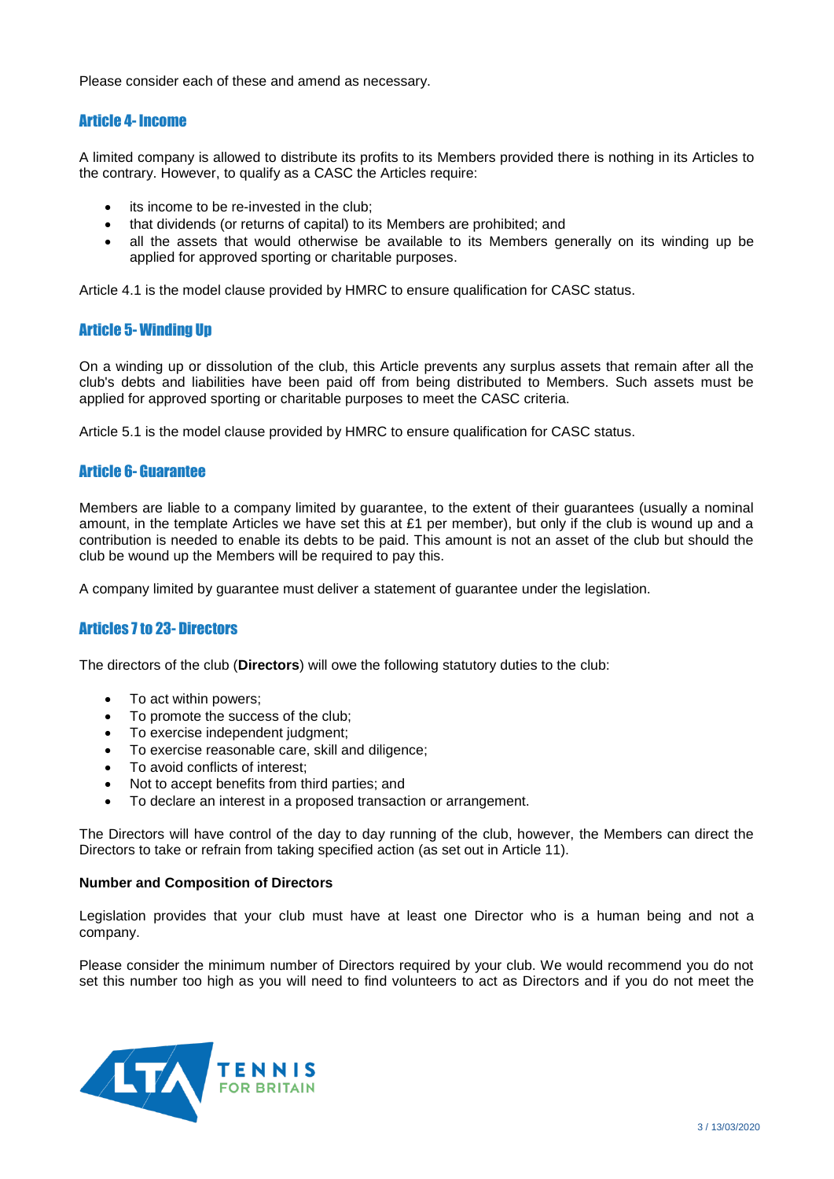Please consider each of these and amend as necessary.

## Article 4- Income

A limited company is allowed to distribute its profits to its Members provided there is nothing in its Articles to the contrary. However, to qualify as a CASC the Articles require:

- its income to be re-invested in the club;
- that dividends (or returns of capital) to its Members are prohibited; and
- all the assets that would otherwise be available to its Members generally on its winding up be applied for approved sporting or charitable purposes.

Article 4.1 is the model clause provided by HMRC to ensure qualification for CASC status.

## Article 5- Winding Up

On a winding up or dissolution of the club, this Article prevents any surplus assets that remain after all the club's debts and liabilities have been paid off from being distributed to Members. Such assets must be applied for approved sporting or charitable purposes to meet the CASC criteria.

Article 5.1 is the model clause provided by HMRC to ensure qualification for CASC status.

## Article 6- Guarantee

Members are liable to a company limited by guarantee, to the extent of their guarantees (usually a nominal amount, in the template Articles we have set this at £1 per member), but only if the club is wound up and a contribution is needed to enable its debts to be paid. This amount is not an asset of the club but should the club be wound up the Members will be required to pay this.

A company limited by guarantee must deliver a statement of guarantee under the legislation.

## Articles 7 to 23- Directors

The directors of the club (**Directors**) will owe the following statutory duties to the club:

- To act within powers;
- To promote the success of the club;
- To exercise independent judgment;
- To exercise reasonable care, skill and diligence;
- To avoid conflicts of interest;
- Not to accept benefits from third parties; and
- To declare an interest in a proposed transaction or arrangement.

The Directors will have control of the day to day running of the club, however, the Members can direct the Directors to take or refrain from taking specified action (as set out in Article 11).

**Number and Composition of Directors**

Legislation provides that your club must have at least one Director who is a human being and not a company.

Please consider the minimum number of Directors required by your club. We would recommend you do not set this number too high as you will need to find volunteers to act as Directors and if you do not meet the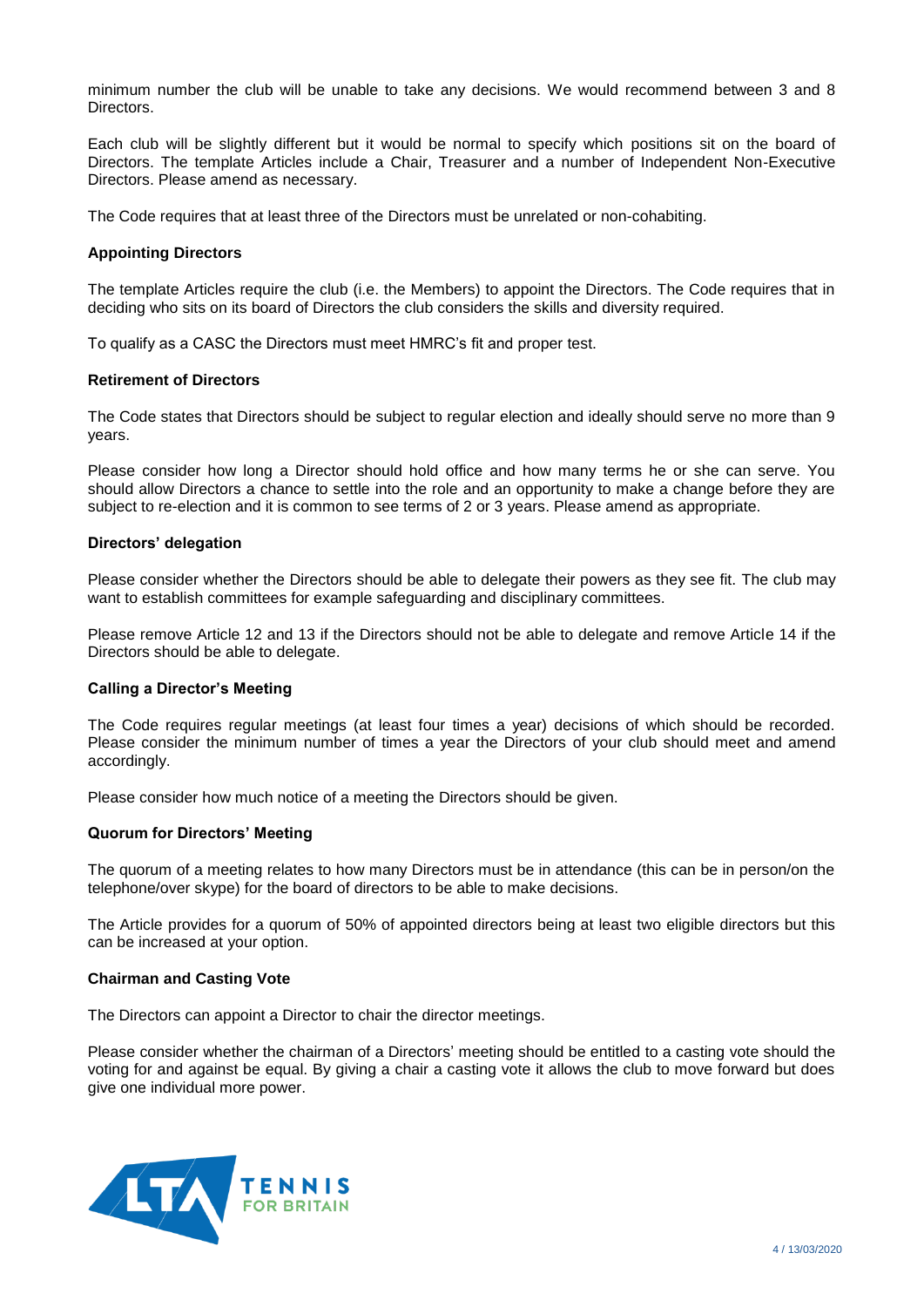minimum number the club will be unable to take any decisions. We would recommend between 3 and 8 Directors.

Each club will be slightly different but it would be normal to specify which positions sit on the board of Directors. The template Articles include a Chair, Treasurer and a number of Independent Non-Executive Directors. Please amend as necessary.

The Code requires that at least three of the Directors must be unrelated or non-cohabiting.

**Appointing Directors**

The template Articles require the club (i.e. the Members) to appoint the Directors. The Code requires that in deciding who sits on its board of Directors the club considers the skills and diversity required.

To qualify as a CASC the Directors must meet HMRC's fit and proper test.

**Retirement of Directors**

The Code states that Directors should be subject to regular election and ideally should serve no more than 9 years.

Please consider how long a Director should hold office and how many terms he or she can serve. You should allow Directors a chance to settle into the role and an opportunity to make a change before they are subject to re-election and it is common to see terms of 2 or 3 years. Please amend as appropriate.

**Directors' delegation**

Please consider whether the Directors should be able to delegate their powers as they see fit. The club may want to establish committees for example safeguarding and disciplinary committees.

Please remove Article 12 and 13 if the Directors should not be able to delegate and remove Article 14 if the Directors should be able to delegate.

**Calling a Director's Meeting**

The Code requires regular meetings (at least four times a year) decisions of which should be recorded. Please consider the minimum number of times a year the Directors of your club should meet and amend accordingly.

Please consider how much notice of a meeting the Directors should be given.

**Quorum for Directors' Meeting**

The quorum of a meeting relates to how many Directors must be in attendance (this can be in person/on the telephone/over skype) for the board of directors to be able to make decisions.

The Article provides for a quorum of 50% of appointed directors being at least two eligible directors but this can be increased at your option.

**Chairman and Casting Vote**

The Directors can appoint a Director to chair the director meetings.

Please consider whether the chairman of a Directors' meeting should be entitled to a casting vote should the voting for and against be equal. By giving a chair a casting vote it allows the club to move forward but does give one individual more power.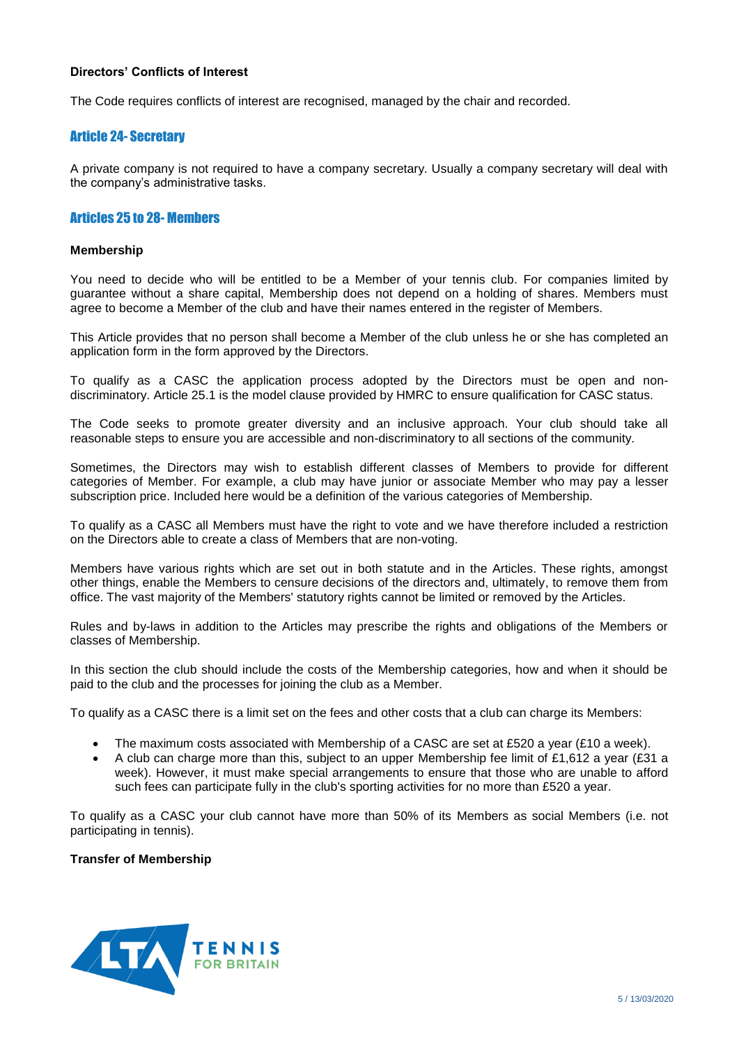**Directors' Conflicts of Interest**

The Code requires conflicts of interest are recognised, managed by the chair and recorded.

## Article 24- Secretary

A private company is not required to have a company secretary. Usually a company secretary will deal with the company's administrative tasks.

## Articles 25 to 28- Members

**Membership**

You need to decide who will be entitled to be a Member of your tennis club. For companies limited by guarantee without a share capital, Membership does not depend on a holding of shares. Members must agree to become a Member of the club and have their names entered in the register of Members.

This Article provides that no person shall become a Member of the club unless he or she has completed an application form in the form approved by the Directors.

To qualify as a CASC the application process adopted by the Directors must be open and non-discriminatory. Article 25.1 is the model clause provided by HMRC to ensure qualification for CASC status.

The Code seeks to promote greater diversity and an inclusive approach. Your club should take all reasonable steps to ensure you are accessible and non-discriminatory to all sections of the community.

Sometimes, the Directors may wish to establish different classes of Members to provide for different categories of Member. For example, a club may have junior or associate Member who may pay a lesser subscription price. Included here would be a definition of the various categories of Membership.

To qualify as a CASC all Members must have the right to vote and we have therefore included a restriction on the Directors able to create a class of Members that are non-voting.

Members have various rights which are set out in both statute and in the Articles. These rights, amongst other things, enable the Members to censure decisions of the directors and, ultimately, to remove them from office. The vast majority of the Members' statutory rights cannot be limited or removed by the Articles.

Rules and by-laws in addition to the Articles may prescribe the rights and obligations of the Members or classes of Membership.

In this section the club should include the costs of the Membership categories, how and when it should be paid to the club and the processes for joining the club as a Member.

To qualify as a CASC there is a limit set on the fees and other costs that a club can charge its Members:

- The maximum costs associated with Membership of a CASC are set at £520 a year (£10 a week).
- A club can charge more than this, subject to an upper Membership fee limit of £1,612 a year (£31 a week). However, it must make special arrangements to ensure that those who are unable to afford such fees can participate fully in the club's sporting activities for no more than £520 a year.

To qualify as a CASC your club cannot have more than 50% of its Members as social Members (i.e. not participating in tennis).

**Transfer of Membership**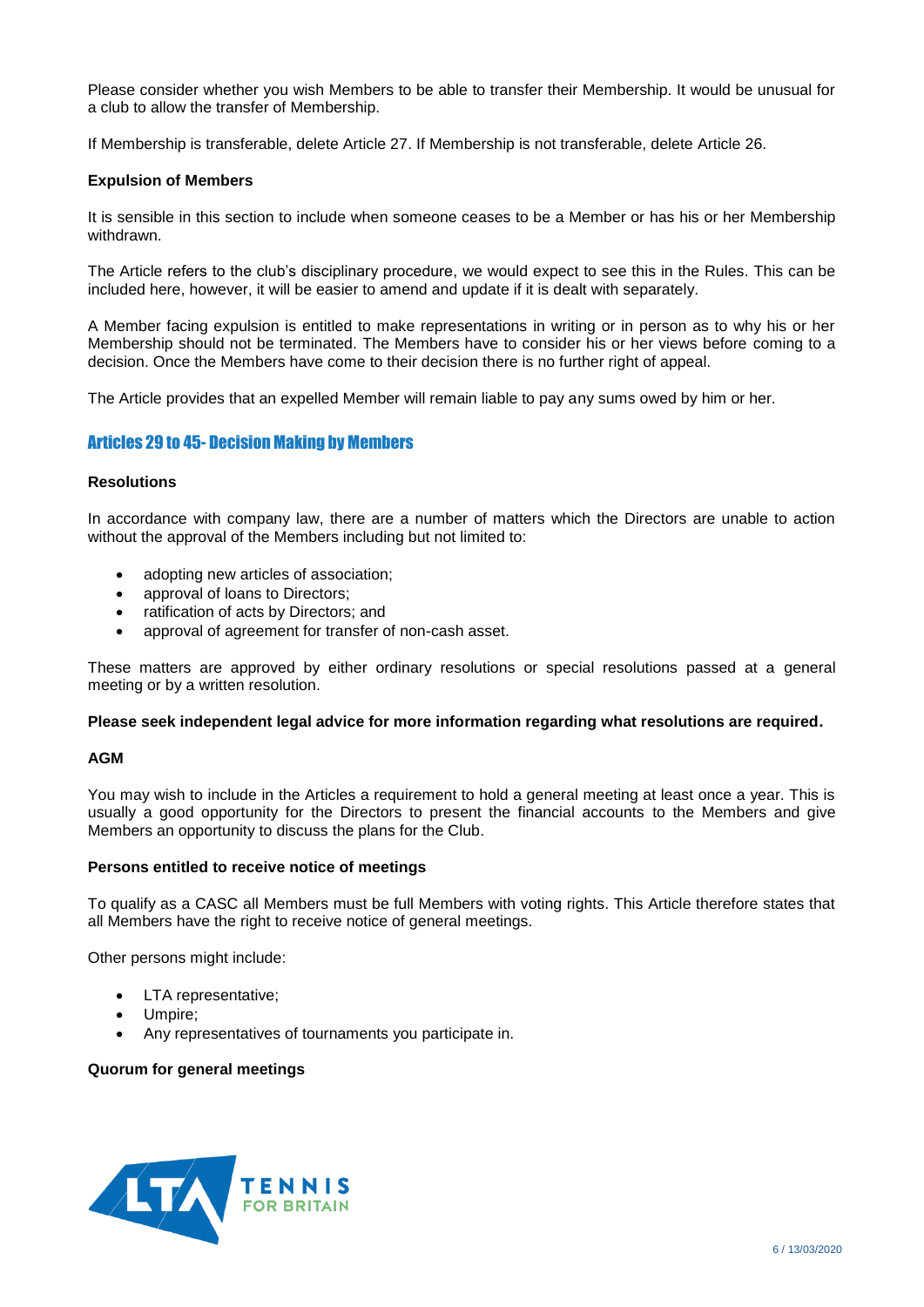Please consider whether you wish Members to be able to transfer their Membership. It would be unusual for a club to allow the transfer of Membership.

If Membership is transferable, delete Article 27. If Membership is not transferable, delete Article 26.

**Expulsion of Members**

It is sensible in this section to include when someone ceases to be a Member or has his or her Membership withdrawn.

The Article refers to the club's disciplinary procedure, we would expect to see this in the Rules. This can be included here, however, it will be easier to amend and update if it is dealt with separately.

A Member facing expulsion is entitled to make representations in writing or in person as to why his or her Membership should not be terminated. The Members have to consider his or her views before coming to a decision. Once the Members have come to their decision there is no further right of appeal.

The Article provides that an expelled Member will remain liable to pay any sums owed by him or her.

## Articles 29 to 45- Decision Making by Members

**Resolutions**

In accordance with company law, there are a number of matters which the Directors are unable to action without the approval of the Members including but not limited to:

- adopting new articles of association;
- approval of loans to Directors;
- ratification of acts by Directors; and
- approval of agreement for transfer of non-cash asset.

These matters are approved by either ordinary resolutions or special resolutions passed at a general meeting or by a written resolution.

**Please seek independent legal advice for more information regarding what resolutions are required.**

**AGM**

You may wish to include in the Articles a requirement to hold a general meeting at least once a year. This is usually a good opportunity for the Directors to present the financial accounts to the Members and give Members an opportunity to discuss the plans for the Club.

**Persons entitled to receive notice of meetings**

To qualify as a CASC all Members must be full Members with voting rights. This Article therefore states that all Members have the right to receive notice of general meetings.

Other persons might include:

- LTA representative;
- Umpire;
- Any representatives of tournaments you participate in.

**Quorum for general meetings**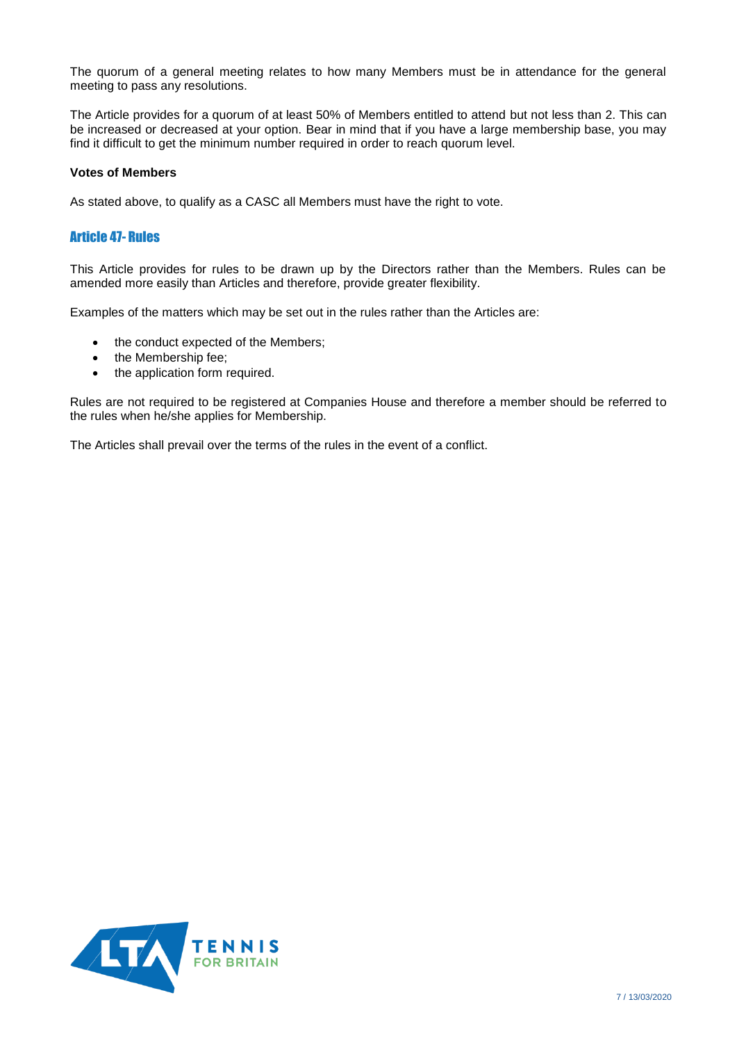The quorum of a general meeting relates to how many Members must be in attendance for the general meeting to pass any resolutions.

The Article provides for a quorum of at least 50% of Members entitled to attend but not less than 2. This can be increased or decreased at your option. Bear in mind that if you have a large membership base, you may find it difficult to get the minimum number required in order to reach quorum level.

**Votes of Members**

As stated above, to qualify as a CASC all Members must have the right to vote.

## Article 47- Rules

This Article provides for rules to be drawn up by the Directors rather than the Members. Rules can be amended more easily than Articles and therefore, provide greater flexibility.

Examples of the matters which may be set out in the rules rather than the Articles are:

- the conduct expected of the Members;
- the Membership fee;
- the application form required.

Rules are not required to be registered at Companies House and therefore a member should be referred to the rules when he/she applies for Membership.

The Articles shall prevail over the terms of the rules in the event of a conflict.